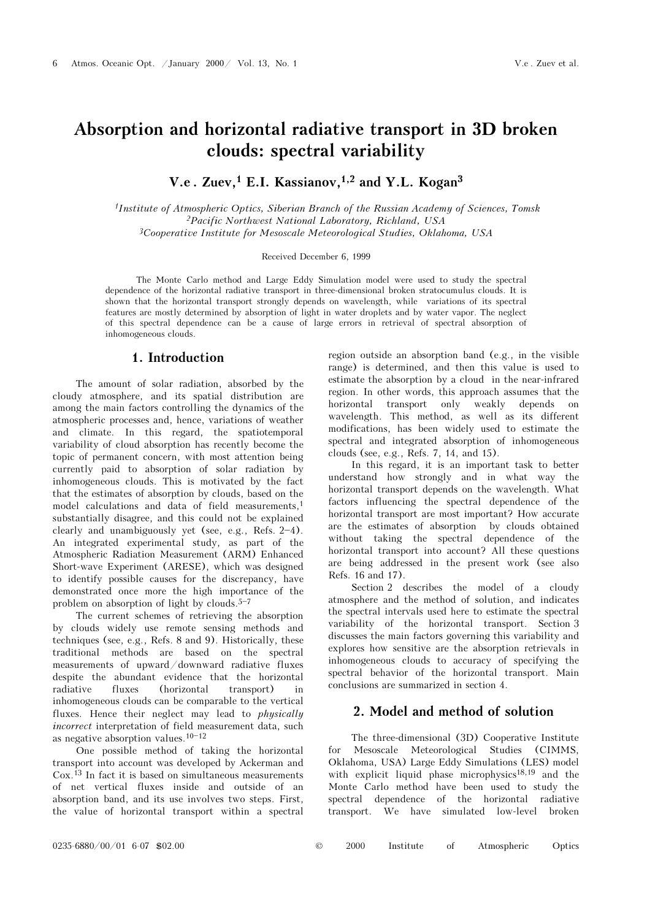# Absorption and horizontal radiative transport in 3D broken clouds: spectral variability

**V.e. Zuev,[1] E.I. Kassianov,[1,2] and Y.L. Kogan[3]**

*[1]Institute of Atmospheric Optics, Siberian Branch of the Russian Academy of Sciences, Tomsk*
*[2]Pacific Northwest National Laboratory, Richland, USA*
*[3]Cooperative Institute for Mesoscale Meteorological Studies, Oklahoma, USA*

Received December 6, 1999

The Monte Carlo method and Large Eddy Simulation model were used to study the spectral dependence of the horizontal radiative transport in three-dimensional broken stratocumulus clouds. It is shown that the horizontal transport strongly depends on wavelength, while variations of its spectral features are mostly determined by absorption of light in water droplets and by water vapor. The neglect of this spectral dependence can be a cause of large errors in retrieval of spectral absorption of inhomogeneous clouds.

## 1. Introduction

The amount of solar radiation, absorbed by the cloudy atmosphere, and its spatial distribution are among the main factors controlling the dynamics of the atmospheric processes and, hence, variations of weather and climate. In this regard, the spatiotemporal variability of cloud absorption has recently become the topic of permanent concern, with most attention being currently paid to absorption of solar radiation by inhomogeneous clouds. This is motivated by the fact that the estimates of absorption by clouds, based on the model calculations and data of field measurements,[1] substantially disagree, and this could not be explained clearly and unambiguously yet (see, e.g., Refs. 2–4). An integrated experimental study, as part of the Atmospheric Radiation Measurement (ARM) Enhanced Short-wave Experiment (ARESE), which was designed to identify possible causes for the discrepancy, have demonstrated once more the high importance of the problem on absorption of light by clouds.[5–7]

The current schemes of retrieving the absorption by clouds widely use remote sensing methods and techniques (see, e.g., Refs. 8 and 9). Historically, these traditional methods are based on the spectral measurements of upward/downward radiative fluxes despite the abundant evidence that the horizontal radiative fluxes (horizontal transport) in inhomogeneous clouds can be comparable to the vertical fluxes. Hence their neglect may lead to *physically incorrect* interpretation of field measurement data, such as negative absorption values.[10–12]

One possible method of taking the horizontal transport into account was developed by Ackerman and Cox.[13] In fact it is based on simultaneous measurements of net vertical fluxes inside and outside of an absorption band, and its use involves two steps. First, the value of horizontal transport within a spectral region outside an absorption band (e.g., in the visible range) is determined, and then this value is used to estimate the absorption by a cloud in the near-infrared region. In other words, this approach assumes that the horizontal transport only weakly depends on wavelength. This method, as well as its different modifications, has been widely used to estimate the spectral and integrated absorption of inhomogeneous clouds (see, e.g., Refs. 7, 14, and 15).

In this regard, it is an important task to better understand how strongly and in what way the horizontal transport depends on the wavelength. What factors influencing the spectral dependence of the horizontal transport are most important? How accurate are the estimates of absorption by clouds obtained without taking the spectral dependence of the horizontal transport into account? All these questions are being addressed in the present work (see also Refs. 16 and 17).

Section 2 describes the model of a cloudy atmosphere and the method of solution, and indicates the spectral intervals used here to estimate the spectral variability of the horizontal transport. Section 3 discusses the main factors governing this variability and explores how sensitive are the absorption retrievals in inhomogeneous clouds to accuracy of specifying the spectral behavior of the horizontal transport. Main conclusions are summarized in section 4.

## 2. Model and method of solution

The three-dimensional (3D) Cooperative Institute for Mesoscale Meteorological Studies (CIMMS, Oklahoma, USA) Large Eddy Simulations (LES) model with explicit liquid phase microphysics[18,19] and the Monte Carlo method have been used to study the spectral dependence of the horizontal radiative transport. We have simulated low-level broken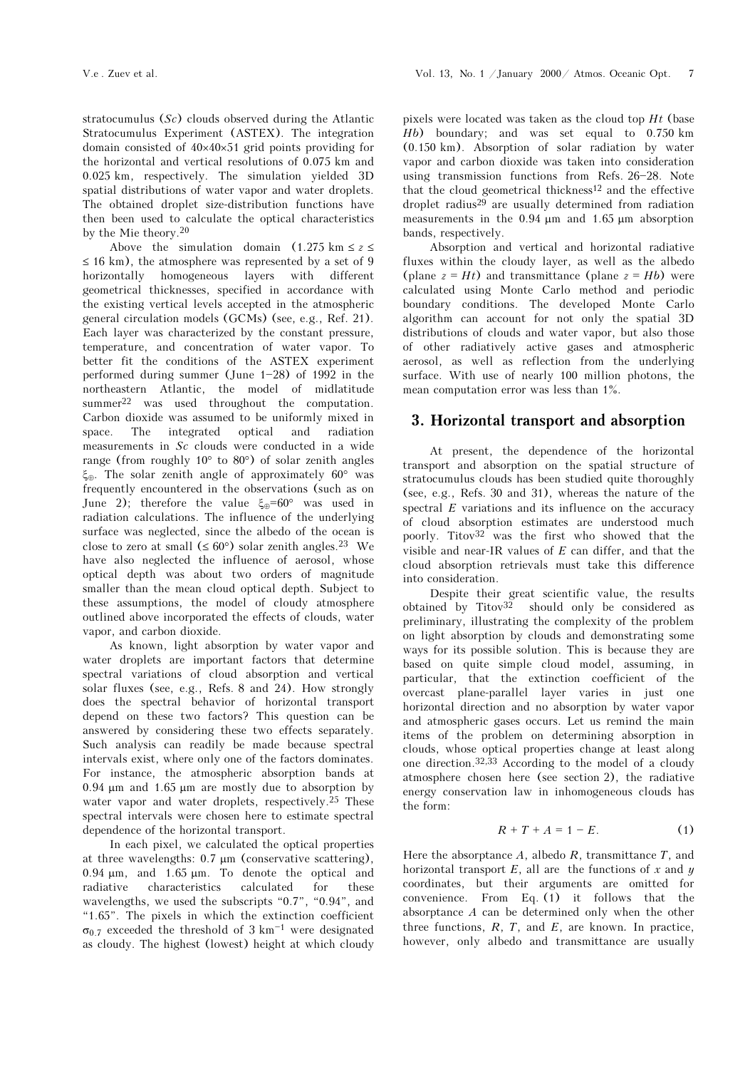stratocumulus (*Sc*) clouds observed during the Atlantic Stratocumulus Experiment (ASTEX). The integration domain consisted of 40×40×51 grid points providing for the horizontal and vertical resolutions of 0.075 km and 0.025 km, respectively. The simulation yielded 3D spatial distributions of water vapor and water droplets. The obtained droplet size-distribution functions have then been used to calculate the optical characteristics by the Mie theory.[20]

Above the simulation domain ($1.275 \text{ km} \le z \le \le 16 \text{ km}$), the atmosphere was represented by a set of 9 horizontally homogeneous layers with different geometrical thicknesses, specified in accordance with the existing vertical levels accepted in the atmospheric general circulation models (GCMs) (see, e.g., Ref. 21). Each layer was characterized by the constant pressure, temperature, and concentration of water vapor. To better fit the conditions of the ASTEX experiment performed during summer (June 1–28) of 1992 in the northeastern Atlantic, the model of midlatitude summer[22] was used throughout the computation. Carbon dioxide was assumed to be uniformly mixed in space. The integrated optical and radiation measurements in *Sc* clouds were conducted in a wide range (from roughly 10° to 80°) of solar zenith angles $\xi_{\oplus}$. The solar zenith angle of approximately 60° was frequently encountered in the observations (such as on June 2); therefore the value $\xi_{\oplus}$=60° was used in radiation calculations. The influence of the underlying surface was neglected, since the albedo of the ocean is close to zero at small ($\le 60°$) solar zenith angles.[23] We have also neglected the influence of aerosol, whose optical depth was about two orders of magnitude smaller than the mean cloud optical depth. Subject to these assumptions, the model of cloudy atmosphere outlined above incorporated the effects of clouds, water vapor, and carbon dioxide.

As known, light absorption by water vapor and water droplets are important factors that determine spectral variations of cloud absorption and vertical solar fluxes (see, e.g., Refs. 8 and 24). How strongly does the spectral behavior of horizontal transport depend on these two factors? This question can be answered by considering these two effects separately. Such analysis can readily be made because spectral intervals exist, where only one of the factors dominates. For instance, the atmospheric absorption bands at 0.94 μm and 1.65 μm are mostly due to absorption by water vapor and water droplets, respectively.[25] These spectral intervals were chosen here to estimate spectral dependence of the horizontal transport.

In each pixel, we calculated the optical properties at three wavelengths: 0.7 μm (conservative scattering), 0.94 μm, and 1.65 μm. To denote the optical and radiative characteristics calculated for these wavelengths, we used the subscripts "0.7", "0.94", and "1.65". The pixels in which the extinction coefficient $\sigma_{0.7}$ exceeded the threshold of 3 km$^{-1}$ were designated as cloudy. The highest (lowest) height at which cloudy pixels were located was taken as the cloud top $Ht$ (base $Hb$) boundary; and was set equal to 0.750 km (0.150 km). Absorption of solar radiation by water vapor and carbon dioxide was taken into consideration using transmission functions from Refs. 26–28. Note that the cloud geometrical thickness[12] and the effective droplet radius[29] are usually determined from radiation measurements in the 0.94 μm and 1.65 μm absorption bands, respectively.

Absorption and vertical and horizontal radiative fluxes within the cloudy layer, as well as the albedo (plane $z = Ht$) and transmittance (plane $z = Hb$) were calculated using Monte Carlo method and periodic boundary conditions. The developed Monte Carlo algorithm can account for not only the spatial 3D distributions of clouds and water vapor, but also those of other radiatively active gases and atmospheric aerosol, as well as reflection from the underlying surface. With use of nearly 100 million photons, the mean computation error was less than 1%.

## 3. Horizontal transport and absorption

At present, the dependence of the horizontal transport and absorption on the spatial structure of stratocumulus clouds has been studied quite thoroughly (see, e.g., Refs. 30 and 31), whereas the nature of the spectral $E$ variations and its influence on the accuracy of cloud absorption estimates are understood much poorly. Titov[32] was the first who showed that the visible and near-IR values of $E$ can differ, and that the cloud absorption retrievals must take this difference into consideration.

Despite their great scientific value, the results obtained by Titov[32] should only be considered as preliminary, illustrating the complexity of the problem on light absorption by clouds and demonstrating some ways for its possible solution. This is because they are based on quite simple cloud model, assuming, in particular, that the extinction coefficient of the overcast plane-parallel layer varies in just one horizontal direction and no absorption by water vapor and atmospheric gases occurs. Let us remind the main items of the problem on determining absorption in clouds, whose optical properties change at least along one direction.[32,33] According to the model of a cloudy atmosphere chosen here (see section 2), the radiative energy conservation law in inhomogeneous clouds has the form:

$$R + T + A = 1 - E. \tag{1}$$

Here the absorptance $A$, albedo $R$, transmittance $T$, and horizontal transport $E$, all are the functions of $x$ and $y$ coordinates, but their arguments are omitted for convenience. From Eq. (1) it follows that the absorptance $A$ can be determined only when the other three functions, $R$, $T$, and $E$, are known. In practice, however, only albedo and transmittance are usually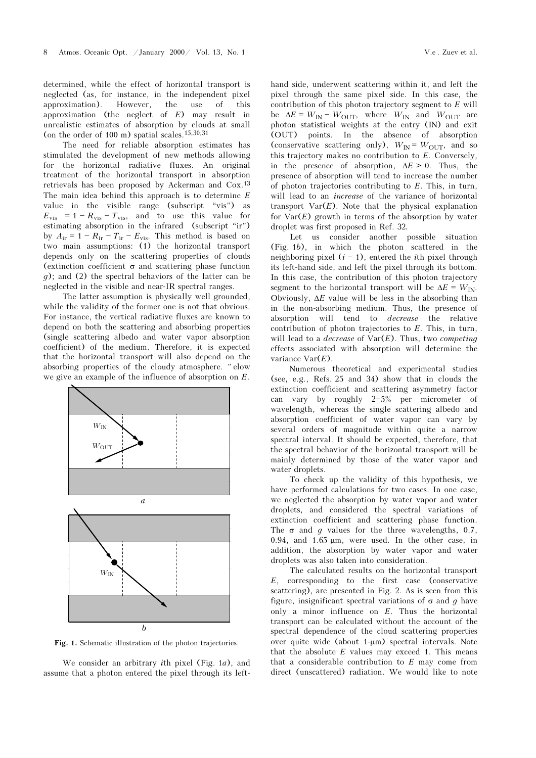determined, while the effect of horizontal transport is neglected (as, for instance, in the independent pixel approximation). However, the use of this approximation (the neglect of $E$) may result in unrealistic estimates of absorption by clouds at small (on the order of 100 m) spatial scales.[15,30,31]

The need for reliable absorption estimates has stimulated the development of new methods allowing for the horizontal radiative fluxes. An original treatment of the horizontal transport in absorption retrievals has been proposed by Ackerman and Cox.[13] The main idea behind this approach is to determine $E$ value in the visible range (subscript "vis") as $E_{vis} = 1 - R_{vis} - T_{vis}$, and to use this value for estimating absorption in the infrared (subscript "ir") by $A_{ir} = 1 - R_{ir} - T_{ir} - E_{vis}$. This method is based on two main assumptions: (1) the horizontal transport depends only on the scattering properties of clouds (extinction coefficient $\sigma$ and scattering phase function $g$); and (2) the spectral behaviors of the latter can be neglected in the visible and near-IR spectral ranges.

The latter assumption is physically well grounded, while the validity of the former one is not that obvious. For instance, the vertical radiative fluxes are known to depend on both the scattering and absorbing properties (single scattering albedo and water vapor absorption coefficient) of the medium. Therefore, it is expected that the horizontal transport will also depend on the absorbing properties of the cloudy atmosphere. "elow we give an example of the influence of absorption on $E$.

**Fig. 1.** Schematic illustration of the photon trajectories.

We consider an arbitrary $i$th pixel (Fig. 1*a*), and assume that a photon entered the pixel through its left-hand side, underwent scattering within it, and left the pixel through the same pixel side. In this case, the contribution of this photon trajectory segment to $E$ will be $\Delta E = W_{IN} - W_{OUT}$, where $W_{IN}$ and $W_{OUT}$ are photon statistical weights at the entry (IN) and exit (OUT) points. In the absence of absorption (conservative scattering only), $W_{IN} = W_{OUT}$, and so this trajectory makes no contribution to $E$. Conversely, in the presence of absorption, $\Delta E > 0$. Thus, the presence of absorption will tend to increase the number of photon trajectories contributing to $E$. This, in turn, will lead to an *increase* of the variance of horizontal transport $\mathrm{Var}(E)$. Note that the physical explanation for $\mathrm{Var}(E)$ growth in terms of the absorption by water droplet was first proposed in Ref. 32.

Let us consider another possible situation (Fig. 1*b*), in which the photon scattered in the neighboring pixel $(i - 1)$, entered the $i$th pixel through its left-hand side, and left the pixel through its bottom. In this case, the contribution of this photon trajectory segment to the horizontal transport will be $\Delta E = W_{IN}$. Obviously, $\Delta E$ value will be less in the absorbing than in the non-absorbing medium. Thus, the presence of absorption will tend to *decrease* the relative contribution of photon trajectories to $E$. This, in turn, will lead to a *decrease* of $\mathrm{Var}(E)$. Thus, two *competing* effects associated with absorption will determine the variance $\mathrm{Var}(E)$.

Numerous theoretical and experimental studies (see, e.g., Refs. 25 and 34) show that in clouds the extinction coefficient and scattering asymmetry factor can vary by roughly 2–5% per micrometer of wavelength, whereas the single scattering albedo and absorption coefficient of water vapor can vary by several orders of magnitude within quite a narrow spectral interval. It should be expected, therefore, that the spectral behavior of the horizontal transport will be mainly determined by those of the water vapor and water droplets.

To check up the validity of this hypothesis, we have performed calculations for two cases. In one case, we neglected the absorption by water vapor and water droplets, and considered the spectral variations of extinction coefficient and scattering phase function. The $\sigma$ and $g$ values for the three wavelengths, 0.7, 0.94, and 1.65 μm, were used. In the other case, in addition, the absorption by water vapor and water droplets was also taken into consideration.

The calculated results on the horizontal transport $E$, corresponding to the first case (conservative scattering), are presented in Fig. 2. As is seen from this figure, insignificant spectral variations of $\sigma$ and $g$ have only a minor influence on $E$. Thus the horizontal transport can be calculated without the account of the spectral dependence of the cloud scattering properties over quite wide (about 1-μm) spectral intervals. Note that the absolute $E$ values may exceed 1. This means that a considerable contribution to $E$ may come from direct (unscattered) radiation. We would like to note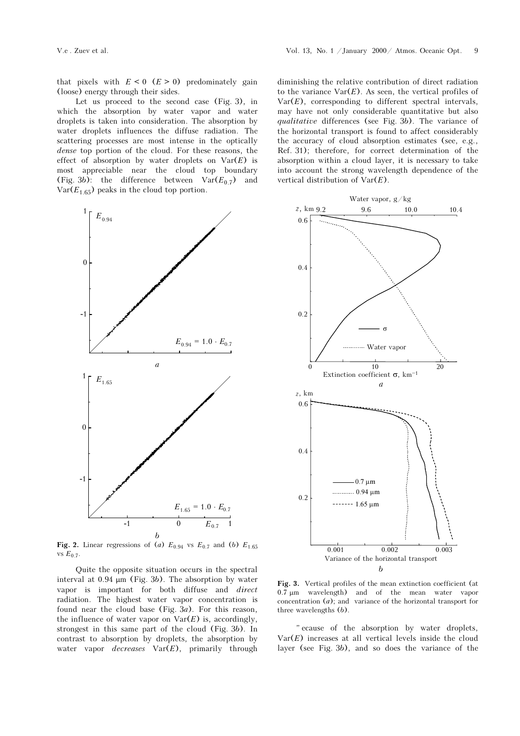that pixels with $E < 0$ ($E > 0$) predominately gain (loose) energy through their sides.

Let us proceed to the second case (Fig. 3), in which the absorption by water vapor and water droplets is taken into consideration. The absorption by water droplets influences the diffuse radiation. The scattering processes are most intense in the optically *dense* top portion of the cloud. For these reasons, the effect of absorption by water droplets on $\mathrm{Var}(E)$ is most appreciable near the cloud top boundary (Fig. 3*b*): the difference between $\mathrm{Var}(E_{0.7})$ and $\mathrm{Var}(E_{1.65})$ peaks in the cloud top portion.

**Fig. 2.** Linear regressions of (*a*) $E_{0.94}$ vs $E_{0.7}$ and (*b*) $E_{1.65}$ vs $E_{0.7}$.

Quite the opposite situation occurs in the spectral interval at 0.94 μm (Fig. 3*b*). The absorption by water vapor is important for both diffuse and *direct* radiation. The highest water vapor concentration is found near the cloud base (Fig. 3*a*). For this reason, the influence of water vapor on $\mathrm{Var}(E)$ is, accordingly, strongest in this same part of the cloud (Fig. 3*b*). In contrast to absorption by droplets, the absorption by water vapor *decreases* $\mathrm{Var}(E)$, primarily through diminishing the relative contribution of direct radiation to the variance $\mathrm{Var}(E)$. As seen, the vertical profiles of $\mathrm{Var}(E)$, corresponding to different spectral intervals, may have not only considerable quantitative but also *qualitative* differences (see Fig. 3*b*). The variance of the horizontal transport is found to affect considerably the accuracy of cloud absorption estimates (see, e.g., Ref. 31); therefore, for correct determination of the absorption within a cloud layer, it is necessary to take into account the strong wavelength dependence of the vertical distribution of $\mathrm{Var}(E)$.

**Fig. 3.** Vertical profiles of the mean extinction coefficient (at 0.7 μm wavelength) and of the mean water vapor concentration (*a*); and variance of the horizontal transport for three wavelengths (*b*).

"ecause of the absorption by water droplets, $\mathrm{Var}(E)$ increases at all vertical levels inside the cloud layer (see Fig. 3*b*), and so does the variance of the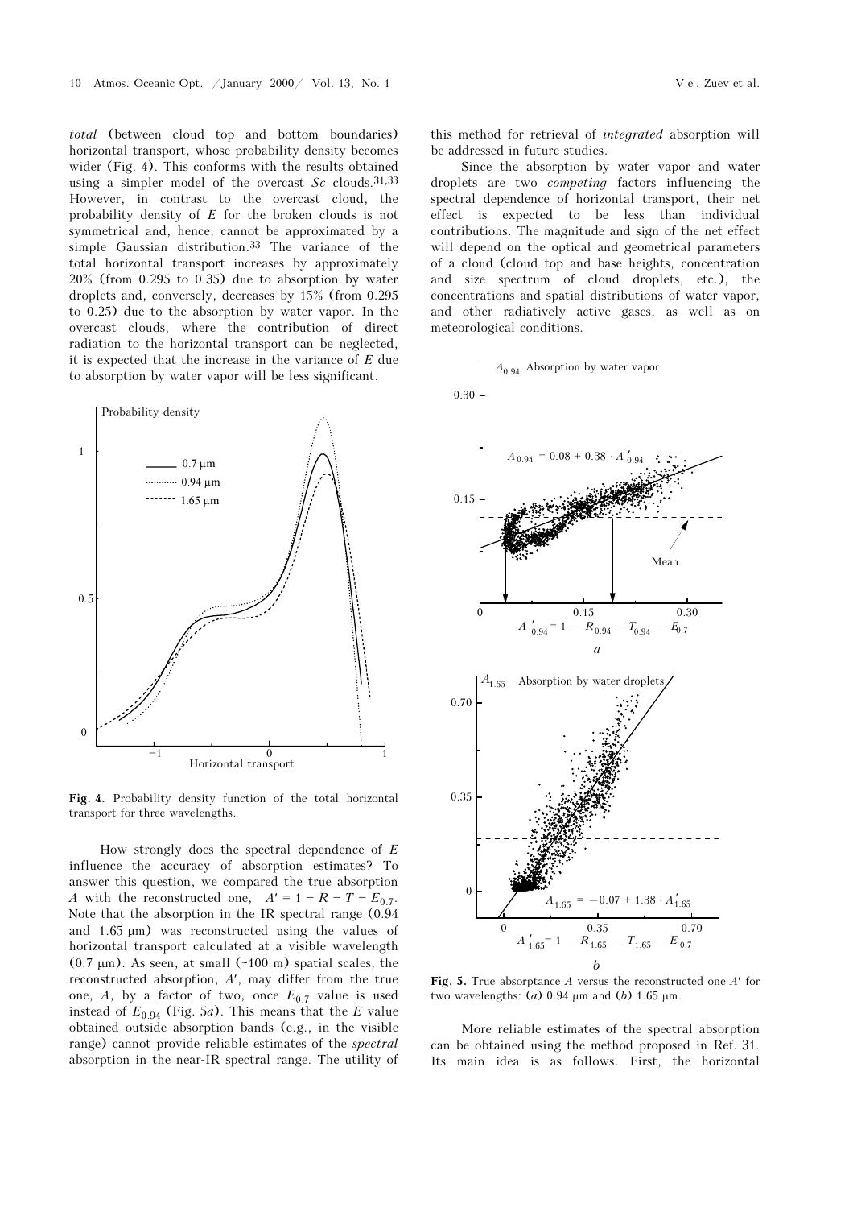*total* (between cloud top and bottom boundaries) horizontal transport, whose probability density becomes wider (Fig. 4). This conforms with the results obtained using a simpler model of the overcast *Sc* clouds.[31,33] However, in contrast to the overcast cloud, the probability density of $E$ for the broken clouds is not symmetrical and, hence, cannot be approximated by a simple Gaussian distribution.[33] The variance of the total horizontal transport increases by approximately 20% (from 0.295 to 0.35) due to absorption by water droplets and, conversely, decreases by 15% (from 0.295 to 0.25) due to the absorption by water vapor. In the overcast clouds, where the contribution of direct radiation to the horizontal transport can be neglected, it is expected that the increase in the variance of $E$ due to absorption by water vapor will be less significant.

**Fig. 4.** Probability density function of the total horizontal transport for three wavelengths.

How strongly does the spectral dependence of $E$ influence the accuracy of absorption estimates? To answer this question, we compared the true absorption $A$ with the reconstructed one, $A' = 1 - R - T - E_{0.7}$. Note that the absorption in the IR spectral range (0.94 and 1.65 μm) was reconstructed using the values of horizontal transport calculated at a visible wavelength (0.7 μm). As seen, at small (~100 m) spatial scales, the reconstructed absorption, $A'$, may differ from the true one, $A$, by a factor of two, once $E_{0.7}$ value is used instead of $E_{0.94}$ (Fig. 5*a*). This means that the $E$ value obtained outside absorption bands (e.g., in the visible range) cannot provide reliable estimates of the *spectral* absorption in the near-IR spectral range. The utility of this method for retrieval of *integrated* absorption will be addressed in future studies.

Since the absorption by water vapor and water droplets are two *competing* factors influencing the spectral dependence of horizontal transport, their net effect is expected to be less than individual contributions. The magnitude and sign of the net effect will depend on the optical and geometrical parameters of a cloud (cloud top and base heights, concentration and size spectrum of cloud droplets, etc.), the concentrations and spatial distributions of water vapor, and other radiatively active gases, as well as on meteorological conditions.

**Fig. 5.** True absorptance $A$ versus the reconstructed one $A'$ for two wavelengths: (*a*) 0.94 μm and (*b*) 1.65 μm.

More reliable estimates of the spectral absorption can be obtained using the method proposed in Ref. 31. Its main idea is as follows. First, the horizontal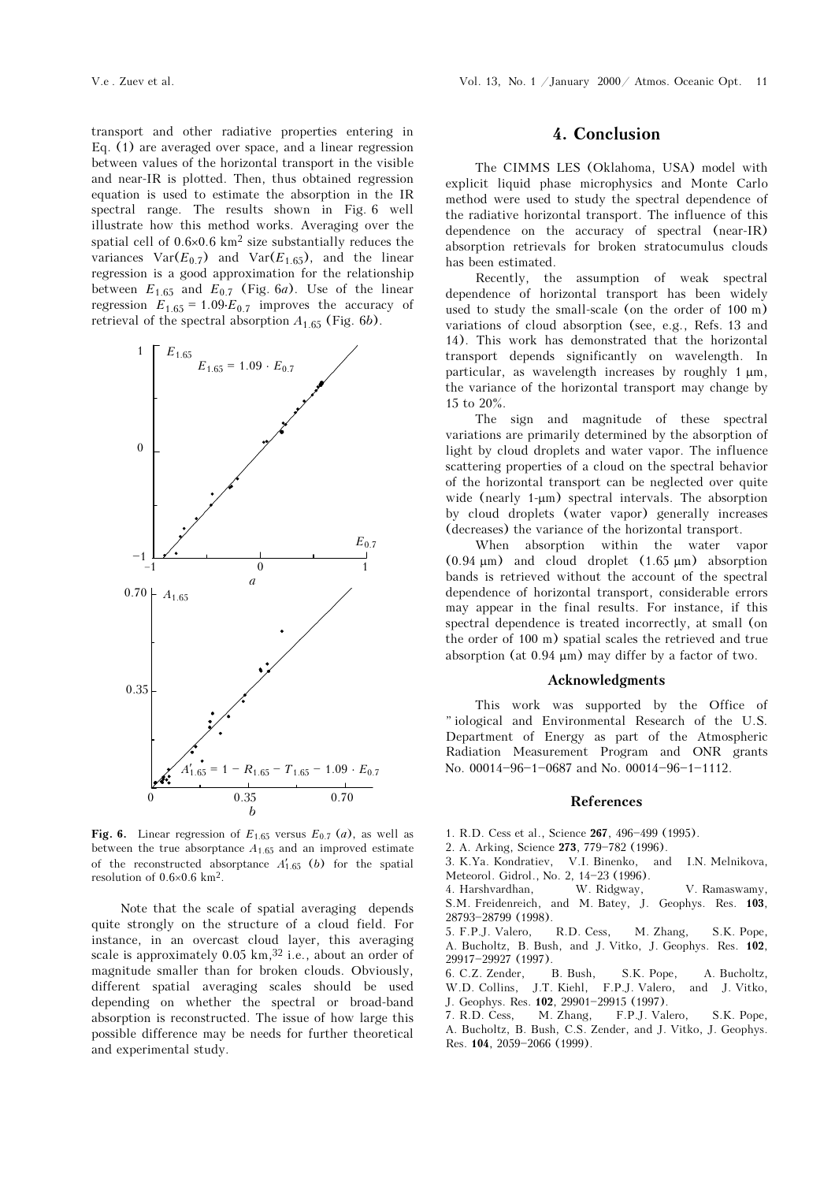transport and other radiative properties entering in Eq. (1) are averaged over space, and a linear regression between values of the horizontal transport in the visible and near-IR is plotted. Then, thus obtained regression equation is used to estimate the absorption in the IR spectral range. The results shown in Fig. 6 well illustrate how this method works. Averaging over the spatial cell of 0.6×0.6 km$^2$ size substantially reduces the variances $\mathrm{Var}(E_{0.7})$ and $\mathrm{Var}(E_{1.65})$, and the linear regression is a good approximation for the relationship between $E_{1.65}$ and $E_{0.7}$ (Fig. 6*a*). Use of the linear regression $E_{1.65} = 1.09 \cdot E_{0.7}$ improves the accuracy of retrieval of the spectral absorption $A_{1.65}$ (Fig. 6*b*).

**Fig. 6.** Linear regression of $E_{1.65}$ versus $E_{0.7}$ (*a*), as well as between the true absorptance $A_{1.65}$ and an improved estimate of the reconstructed absorptance $A'_{1.65}$ (*b*) for the spatial resolution of 0.6×0.6 km$^2$.

Note that the scale of spatial averaging depends quite strongly on the structure of a cloud field. For instance, in an overcast cloud layer, this averaging scale is approximately 0.05 km,[32] i.e., about an order of magnitude smaller than for broken clouds. Obviously, different spatial averaging scales should be used depending on whether the spectral or broad-band absorption is reconstructed. The issue of how large this possible difference may be needs for further theoretical and experimental study.

## 4. Conclusion

The CIMMS LES (Oklahoma, USA) model with explicit liquid phase microphysics and Monte Carlo method were used to study the spectral dependence of the radiative horizontal transport. The influence of this dependence on the accuracy of spectral (near-IR) absorption retrievals for broken stratocumulus clouds has been estimated.

Recently, the assumption of weak spectral dependence of horizontal transport has been widely used to study the small-scale (on the order of 100 m) variations of cloud absorption (see, e.g., Refs. 13 and 14). This work has demonstrated that the horizontal transport depends significantly on wavelength. In particular, as wavelength increases by roughly 1 μm, the variance of the horizontal transport may change by 15 to 20%.

The sign and magnitude of these spectral variations are primarily determined by the absorption of light by cloud droplets and water vapor. The influence scattering properties of a cloud on the spectral behavior of the horizontal transport can be neglected over quite wide (nearly 1-μm) spectral intervals. The absorption by cloud droplets (water vapor) generally increases (decreases) the variance of the horizontal transport.

When absorption within the water vapor (0.94 μm) and cloud droplet (1.65 μm) absorption bands is retrieved without the account of the spectral dependence of horizontal transport, considerable errors may appear in the final results. For instance, if this spectral dependence is treated incorrectly, at small (on the order of 100 m) spatial scales the retrieved and true absorption (at 0.94 μm) may differ by a factor of two.

### Acknowledgments

This work was supported by the Office of "iological and Environmental Research of the U.S. Department of Energy as part of the Atmospheric Radiation Measurement Program and ONR grants No. 00014-96-1-0687 and No. 00014-96-1-1112.

### References

1. R.D. Cess et al., Science **267**, 496–499 (1995).
2. A. Arking, Science **273**, 779–782 (1996).
3. K.Ya. Kondratiev, V.I. Binenko, and I.N. Melnikova, Meteorol. Gidrol., No. 2, 14–23 (1996).
4. Harshvardhan, W. Ridgway, V. Ramaswamy, S.M. Freidenreich, and M. Batey, J. Geophys. Res. **103**, 28793–28799 (1998).
5. F.P.J. Valero, R.D. Cess, M. Zhang, S.K. Pope, A. Bucholtz, B. Bush, and J. Vitko, J. Geophys. Res. **102**, 29917–29927 (1997).
6. C.Z. Zender, B. Bush, S.K. Pope, A. Bucholtz, W.D. Collins, J.T. Kiehl, F.P.J. Valero, and J. Vitko, J. Geophys. Res. **102**, 29901–29915 (1997).
7. R.D. Cess, M. Zhang, F.P.J. Valero, S.K. Pope, A. Bucholtz, B. Bush, C.S. Zender, and J. Vitko, J. Geophys. Res. **104**, 2059–2066 (1999).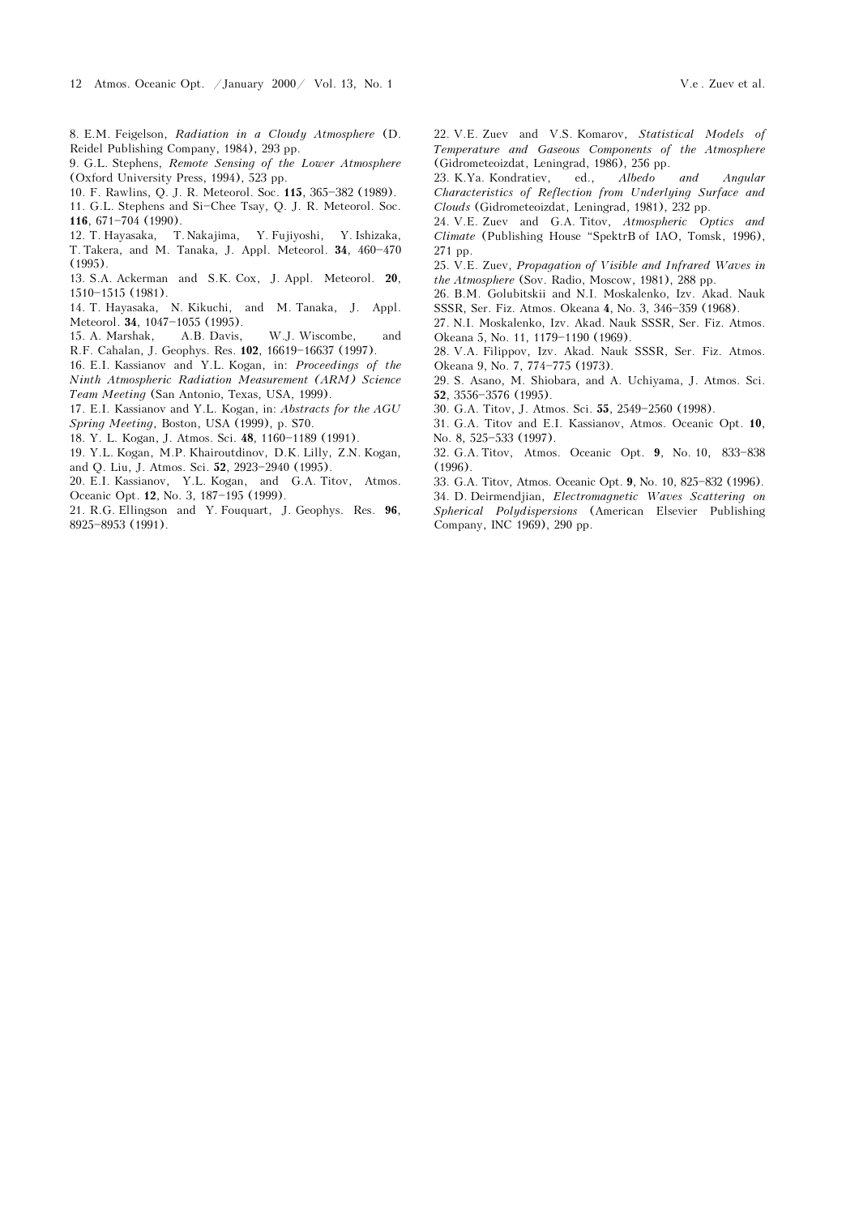8. E.M. Feigelson, *Radiation in a Cloudy Atmosphere* (D. Reidel Publishing Company, 1984), 293 pp.

9. G.L. Stephens, *Remote Sensing of the Lower Atmosphere* (Oxford University Press, 1994), 523 pp.

10. F. Rawlins, Q. J. R. Meteorol. Soc. **115**, 365–382 (1989).

11. G.L. Stephens and Si-Chee Tsay, Q. J. R. Meteorol. Soc. **116**, 671–704 (1990).

12. T. Hayasaka, T. Nakajima, Y. Fujiyoshi, Y. Ishizaka, T. Takera, and M. Tanaka, J. Appl. Meteorol. **34**, 460–470 (1995).

13. S.A. Ackerman and S.K. Cox, J. Appl. Meteorol. **20**, 1510–1515 (1981).

14. T. Hayasaka, N. Kikuchi, and M. Tanaka, J. Appl. Meteorol. **34**, 1047–1055 (1995).

15. A. Marshak, A.B. Davis, W.J. Wiscombe, and R.F. Cahalan, J. Geophys. Res. **102**, 16619–16637 (1997).

16. E.I. Kassianov and Y.L. Kogan, in: *Proceedings of the Ninth Atmospheric Radiation Measurement (ARM) Science Team Meeting* (San Antonio, Texas, USA, 1999).

17. E.I. Kassianov and Y.L. Kogan, in: *Abstracts for the AGU Spring Meeting*, Boston, USA (1999), p. S70.

18. Y. L. Kogan, J. Atmos. Sci. **48**, 1160–1189 (1991).

19. Y.L. Kogan, M.P. Khairoutdinov, D.K. Lilly, Z.N. Kogan, and Q. Liu, J. Atmos. Sci. **52**, 2923–2940 (1995).

20. E.I. Kassianov, Y.L. Kogan, and G.A. Titov, Atmos. Oceanic Opt. **12**, No. 3, 187–195 (1999).

21. R.G. Ellingson and Y. Fouquart, J. Geophys. Res. **96**, 8925–8953 (1991).

22. V.E. Zuev and V.S. Komarov, *Statistical Models of Temperature and Gaseous Components of the Atmosphere* (Gidrometeoizdat, Leningrad, 1986), 256 pp.

23. K.Ya. Kondratiev, ed., *Albedo and Angular Characteristics of Reflection from Underlying Surface and Clouds* (Gidrometeoizdat, Leningrad, 1981), 232 pp.

24. V.E. Zuev and G.A. Titov, *Atmospheric Optics and Climate* (Publishing House "SpektrB of IAO, Tomsk, 1996), 271 pp.

25. V.E. Zuev, *Propagation of Visible and Infrared Waves in the Atmosphere* (Sov. Radio, Moscow, 1981), 288 pp.

26. B.M. Golubitskii and N.I. Moskalenko, Izv. Akad. Nauk SSSR, Ser. Fiz. Atmos. Okeana **4**, No. 3, 346–359 (1968).

27. N.I. Moskalenko, Izv. Akad. Nauk SSSR, Ser. Fiz. Atmos. Okeana 5, No. 11, 1179–1190 (1969).

28. V.A. Filippov, Izv. Akad. Nauk SSSR, Ser. Fiz. Atmos. Okeana 9, No. 7, 774–775 (1973).

29. S. Asano, M. Shiobara, and A. Uchiyama, J. Atmos. Sci. **52**, 3556–3576 (1995).

30. G.A. Titov, J. Atmos. Sci. **55**, 2549–2560 (1998).

31. G.A. Titov and E.I. Kassianov, Atmos. Oceanic Opt. **10**, No. 8, 525–533 (1997).

32. G.A. Titov, Atmos. Oceanic Opt. **9**, No. 10, 833–838 (1996).

33. G.A. Titov, Atmos. Oceanic Opt. **9**, No. 10, 825–832 (1996).

34. D. Deirmendjian, *Electromagnetic Waves Scattering on Spherical Polydispersions* (American Elsevier Publishing Company, INC 1969), 290 pp.